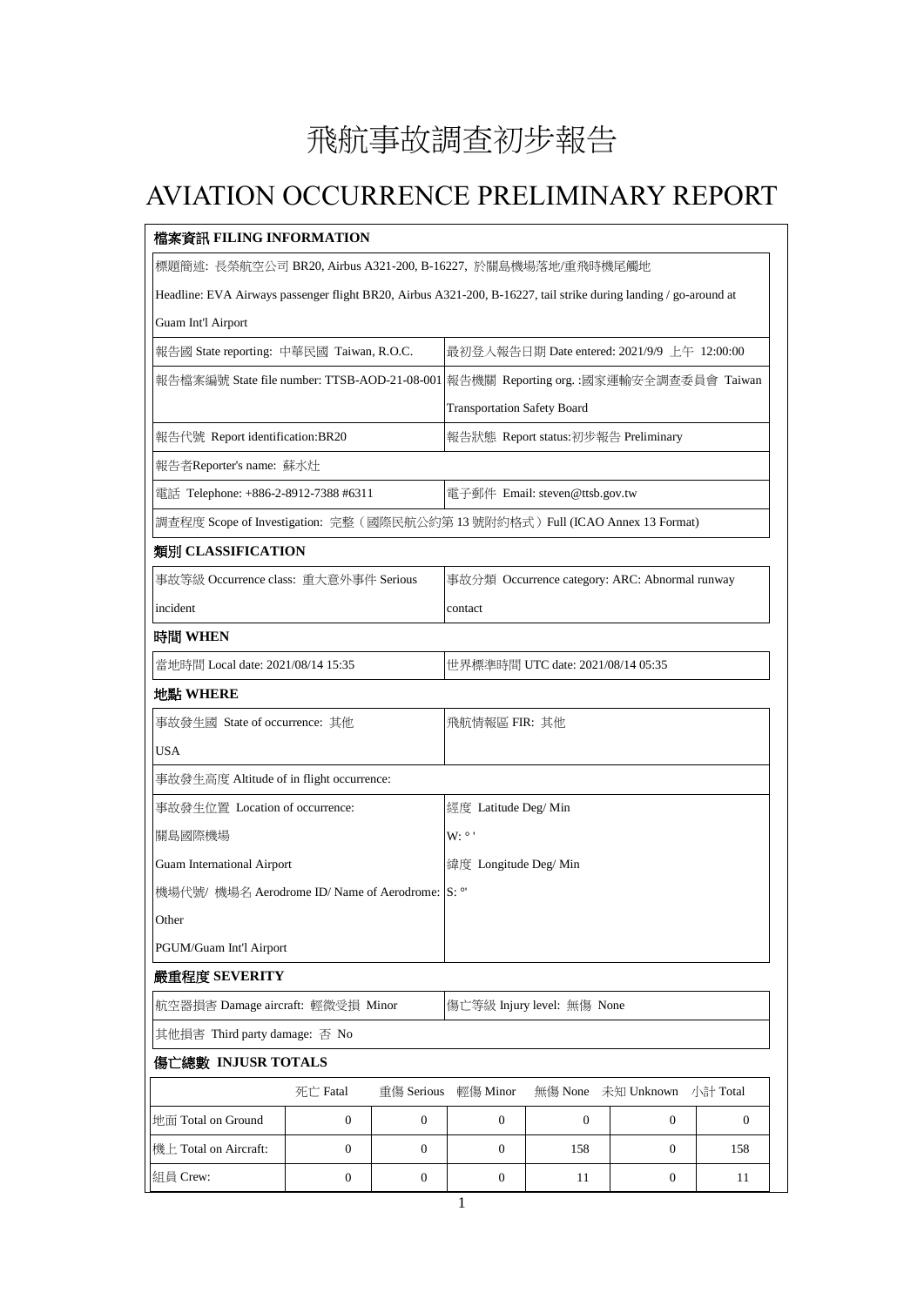# 飛航事故調查初步報告

# AVIATION OCCURRENCE PRELIMINARY REPORT

## 檔案資訊 FILING INFORMATION

| | |
|---|---|
| 標題簡述: 長榮航空公司 BR20, Airbus A321-200, B-16227, 於關島機場落地/重飛時機尾觸地<br>Headline: EVA Airways passenger flight BR20, Airbus A321-200, B-16227, tail strike during landing / go-around at Guam Int'l Airport | |
| 報告國 State reporting: 中華民國 Taiwan, R.O.C. | 最初登入報告日期 Date entered: 2021/9/9 上午 12:00:00 |
| 報告檔案編號 State file number: TTSB-AOD-21-08-001 | 報告機關 Reporting org. :國家運輸安全調查委員會 Taiwan Transportation Safety Board |
| 報告代號 Report identification:BR20 | 報告狀態 Report status:初步報告 Preliminary |
| 報告者Reporter's name: 蘇水灶 | |
| 電話 Telephone: +886-2-8912-7388 #6311 | 電子郵件 Email: steven@ttsb.gov.tw |
| 調查程度 Scope of Investigation: 完整（國際民航公約第 13 號附約格式）Full (ICAO Annex 13 Format) | |

## 類別 CLASSIFICATION

| | |
|---|---|
| 事故等級 Occurrence class: 重大意外事件 Serious incident | 事故分類 Occurrence category: ARC: Abnormal runway contact |

## 時間 WHEN

| | |
|---|---|
| 當地時間 Local date: 2021/08/14 15:35 | 世界標準時間 UTC date: 2021/08/14 05:35 |

## 地點 WHERE

| | |
|---|---|
| 事故發生國 State of occurrence: 其他<br>USA | 飛航情報區 FIR: 其他 |
| 事故發生高度 Altitude of in flight occurrence: | |
| 事故發生位置 Location of occurrence:<br>關島國際機場<br>Guam International Airport<br>機場代號/ 機場名 Aerodrome ID/ Name of Aerodrome:<br>Other<br>PGUM/Guam Int'l Airport | 經度 Latitude Deg/ Min<br>W: ° '<br>緯度 Longitude Deg/ Min<br>S: °' |

## 嚴重程度 SEVERITY

| | |
|---|---|
| 航空器損害 Damage aircraft: 輕微受損 Minor | 傷亡等級 Injury level: 無傷 None |
| 其他損害 Third party damage: 否 No | |

## 傷亡總數 INJUSR TOTALS

| | 死亡 Fatal | 重傷 Serious | 輕傷 Minor | 無傷 None | 未知 Unknown | 小計 Total |
|---|---|---|---|---|---|---|
| 地面 Total on Ground | 0 | 0 | 0 | 0 | 0 | 0 |
| 機上 Total on Aircraft: | 0 | 0 | 0 | 158 | 0 | 158 |
| 組員 Crew: | 0 | 0 | 0 | 11 | 0 | 11 |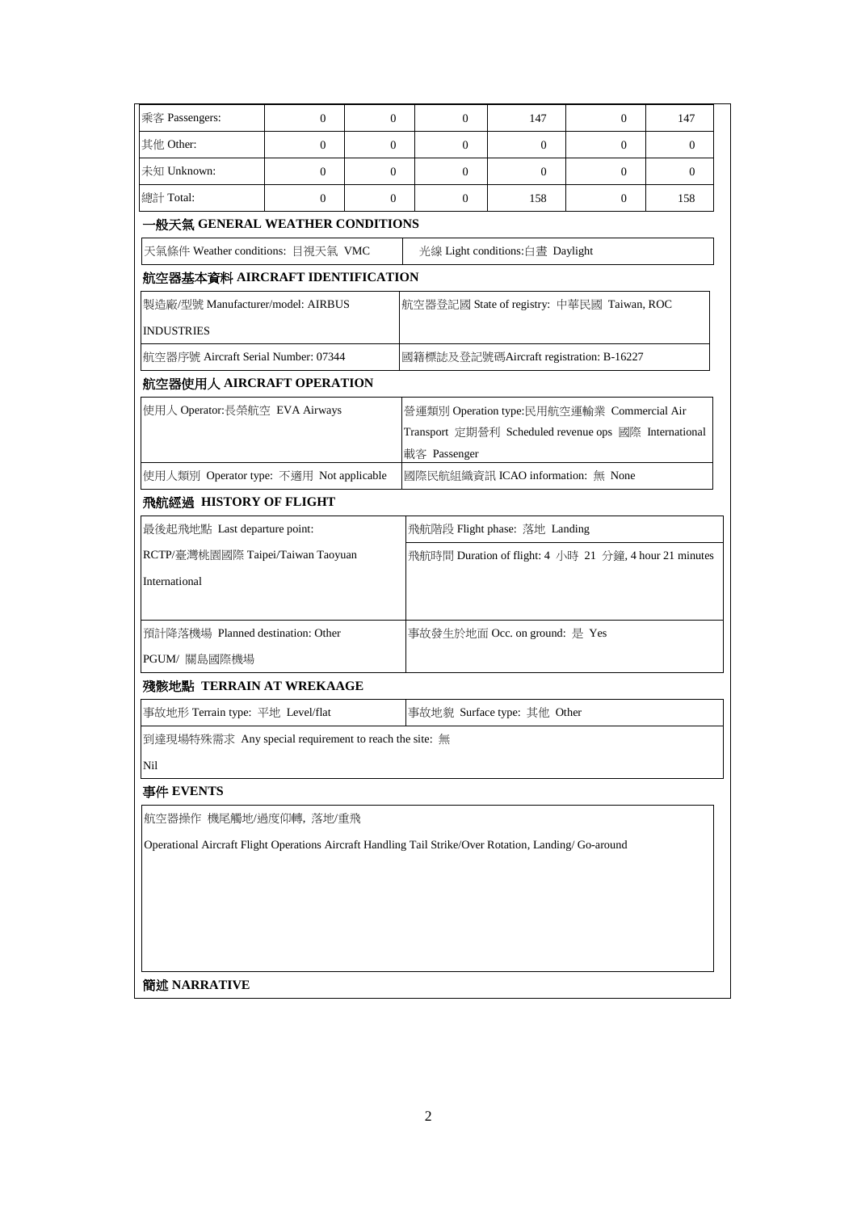| 乘客 Passengers: | 0 | 0 | 0 | 147 | 0 | 147 |
|---|---|---|---|---|---|---|
| 其他 Other: | 0 | 0 | 0 | 0 | 0 | 0 |
| 未知 Unknown: | 0 | 0 | 0 | 0 | 0 | 0 |
| 總計 Total: | 0 | 0 | 0 | 158 | 0 | 158 |

## 一般天氣 GENERAL WEATHER CONDITIONS

| 天氣條件 Weather conditions: 目視天氣 VMC | 光線 Light conditions:白晝 Daylight |
|---|---|

## 航空器基本資料 AIRCRAFT IDENTIFICATION

| 製造廠/型號 Manufacturer/model: AIRBUS INDUSTRIES | 航空器登記國 State of registry: 中華民國 Taiwan, ROC |
|---|---|
| 航空器序號 Aircraft Serial Number: 07344 | 國籍標誌及登記號碼Aircraft registration: B-16227 |

## 航空器使用人 AIRCRAFT OPERATION

| 使用人 Operator:長榮航空 EVA Airways | 營運類別 Operation type:民用航空運輸業 Commercial Air Transport 定期營利 Scheduled revenue ops 國際 International 載客 Passenger |
|---|---|
| 使用人類別 Operator type: 不適用 Not applicable | 國際民航組織資訊 ICAO information: 無 None |

## 飛航經過 HISTORY OF FLIGHT

| 最後起飛地點 Last departure point: RCTP/臺灣桃園國際 Taipei/Taiwan Taoyuan International | 飛航階段 Flight phase: 落地 Landing<br>飛航時間 Duration of flight: 4 小時 21 分鐘, 4 hour 21 minutes |
|---|---|
| 預計降落機場 Planned destination: Other PGUM/ 關島國際機場 | 事故發生於地面 Occ. on ground: 是 Yes |

## 殘骸地點 TERRAIN AT WREKAAGE

| 事故地形 Terrain type: 平地 Level/flat | 事故地貌 Surface type: 其他 Other |
|---|---|
| 到達現場特殊需求 Any special requirement to reach the site: 無 Nil | |

## 事件 EVENTS

航空器操作 機尾觸地/過度仰轉, 落地/重飛

Operational Aircraft Flight Operations Aircraft Handling Tail Strike/Over Rotation, Landing/ Go-around

## 簡述 NARRATIVE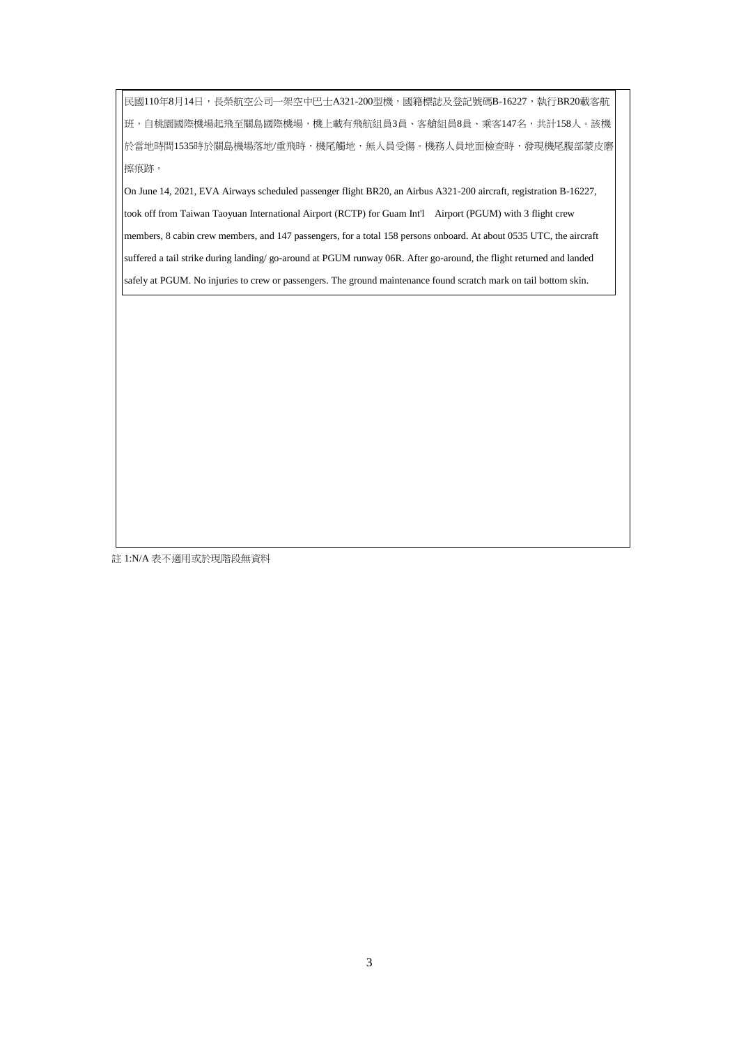民國110年8月14日，長榮航空公司一架空中巴士A321-200型機，國籍標誌及登記號碼B-16227，執行BR20載客航班，自桃園國際機場起飛至關島國際機場，機上載有飛航組員3員、客艙組員8員、乘客147名，共計158人。該機於當地時間1535時於關島機場落地/重飛時，機尾觸地，無人員受傷。機務人員地面檢查時，發現機尾腹部蒙皮磨擦痕跡。

On June 14, 2021, EVA Airways scheduled passenger flight BR20, an Airbus A321-200 aircraft, registration B-16227, took off from Taiwan Taoyuan International Airport (RCTP) for Guam Int'l Airport (PGUM) with 3 flight crew members, 8 cabin crew members, and 147 passengers, for a total 158 persons onboard. At about 0535 UTC, the aircraft suffered a tail strike during landing/ go-around at PGUM runway 06R. After go-around, the flight returned and landed safely at PGUM. No injuries to crew or passengers. The ground maintenance found scratch mark on tail bottom skin.

註 1:N/A 表不適用或於現階段無資料